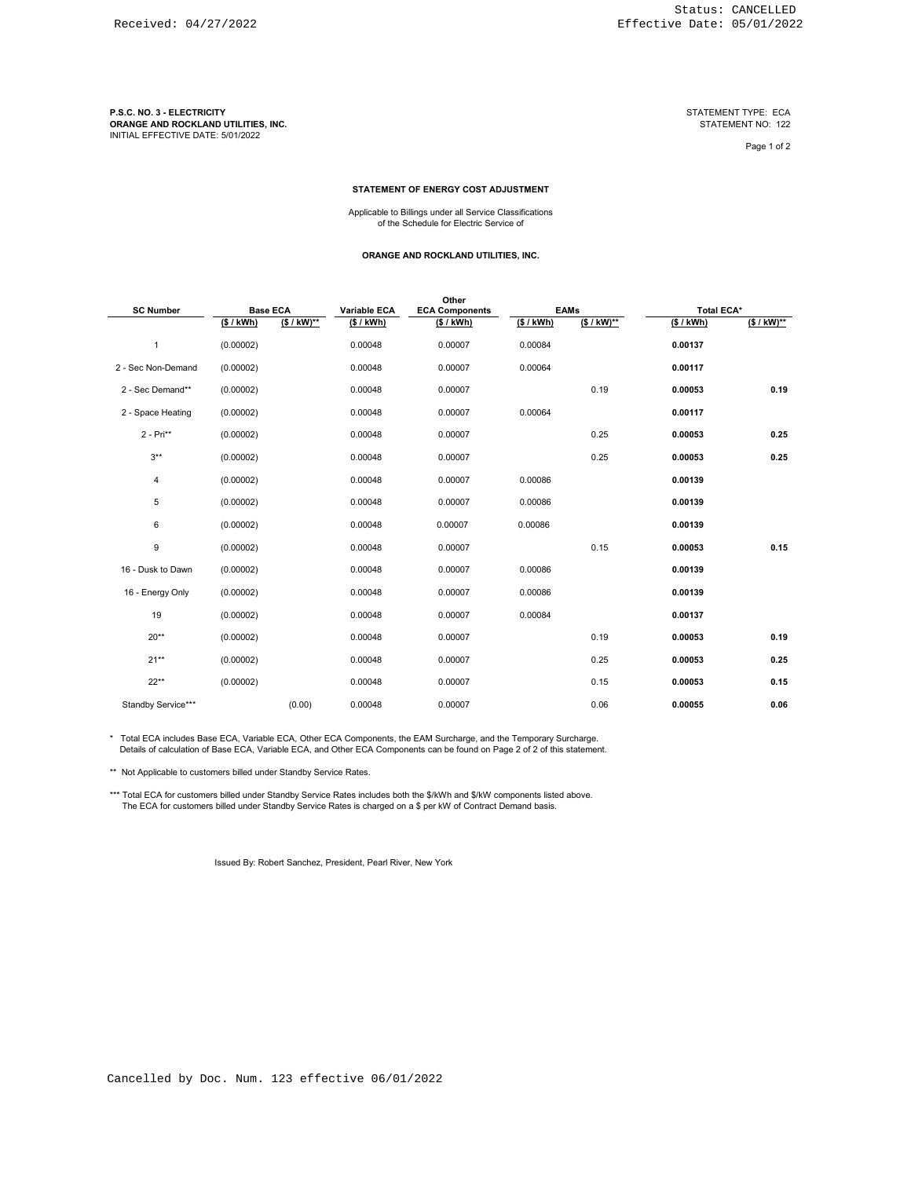Received: 04/27/2022

Status: CANCELLED
Effective Date: 05/01/2022

**P.S.C. NO. 3 - ELECTRICITY**
**ORANGE AND ROCKLAND UTILITIES, INC.**
INITIAL EFFECTIVE DATE: 5/01/2022

STATEMENT TYPE: ECA
STATEMENT NO: 122

**STATEMENT OF ENERGY COST ADJUSTMENT**

Applicable to Billings under all Service Classifications
of the Schedule for Electric Service of

**ORANGE AND ROCKLAND UTILITIES, INC.**

| SC Number | Base ECA | | Variable ECA | Other ECA Components | EAMs | | Total ECA* | |
|---|---|---|---|---|---|---|---|---|
| | ($ / kWh) | ($ / kW)** | ($ / kWh) | ($ / kWh) | ($ / kWh) | ($ / kW)** | ($ / kWh) | ($ / kW)** |
| 1 | (0.00002) | | 0.00048 | 0.00007 | 0.00084 | | **0.00137** | |
| 2 - Sec Non-Demand | (0.00002) | | 0.00048 | 0.00007 | 0.00064 | | **0.00117** | |
| 2 - Sec Demand** | (0.00002) | | 0.00048 | 0.00007 | | 0.19 | **0.00053** | **0.19** |
| 2 - Space Heating | (0.00002) | | 0.00048 | 0.00007 | 0.00064 | | **0.00117** | |
| 2 - Pri** | (0.00002) | | 0.00048 | 0.00007 | | 0.25 | **0.00053** | **0.25** |
| 3** | (0.00002) | | 0.00048 | 0.00007 | | 0.25 | **0.00053** | **0.25** |
| 4 | (0.00002) | | 0.00048 | 0.00007 | 0.00086 | | **0.00139** | |
| 5 | (0.00002) | | 0.00048 | 0.00007 | 0.00086 | | **0.00139** | |
| 6 | (0.00002) | | 0.00048 | 0.00007 | 0.00086 | | **0.00139** | |
| 9 | (0.00002) | | 0.00048 | 0.00007 | | 0.15 | **0.00053** | **0.15** |
| 16 - Dusk to Dawn | (0.00002) | | 0.00048 | 0.00007 | 0.00086 | | **0.00139** | |
| 16 - Energy Only | (0.00002) | | 0.00048 | 0.00007 | 0.00086 | | **0.00139** | |
| 19 | (0.00002) | | 0.00048 | 0.00007 | 0.00084 | | **0.00137** | |
| 20** | (0.00002) | | 0.00048 | 0.00007 | | 0.19 | **0.00053** | **0.19** |
| 21** | (0.00002) | | 0.00048 | 0.00007 | | 0.25 | **0.00053** | **0.25** |
| 22** | (0.00002) | | 0.00048 | 0.00007 | | 0.15 | **0.00053** | **0.15** |
| Standby Service*** | | (0.00) | 0.00048 | 0.00007 | | 0.06 | **0.00055** | **0.06** |

\* Total ECA includes Base ECA, Variable ECA, Other ECA Components, the EAM Surcharge, and the Temporary Surcharge.
Details of calculation of Base ECA, Variable ECA, and Other ECA Components can be found on Page 2 of 2 of this statement.

** Not Applicable to customers billed under Standby Service Rates.

*** Total ECA for customers billed under Standby Service Rates includes both the $/kWh and $/kW components listed above.
The ECA for customers billed under Standby Service Rates is charged on a $ per kW of Contract Demand basis.

Issued By: Robert Sanchez, President, Pearl River, New York

Cancelled by Doc. Num. 123 effective 06/01/2022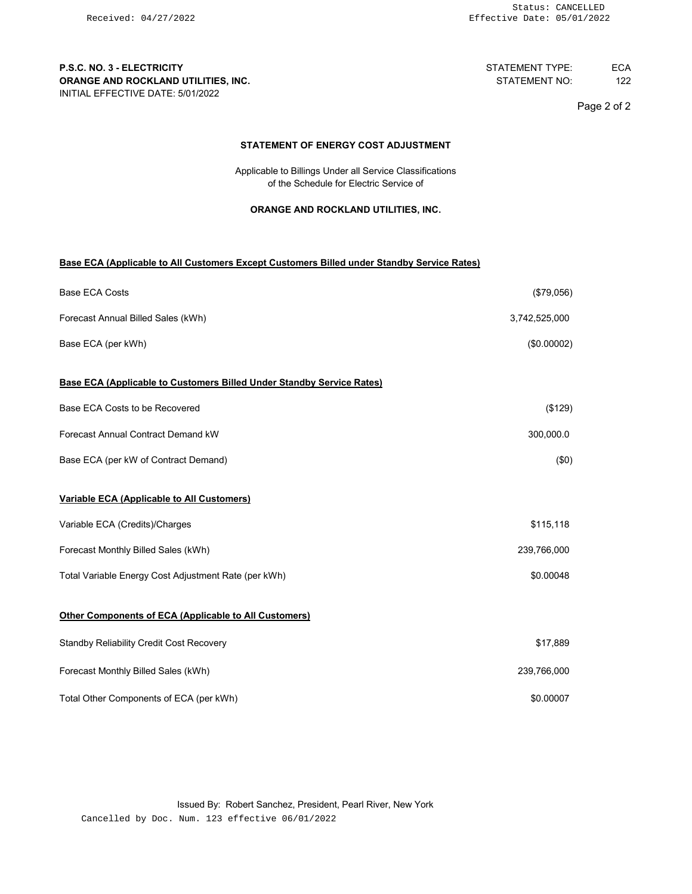**P.S.C. NO. 3 - ELECTRICITY**
**ORANGE AND ROCKLAND UTILITIES, INC.**
INITIAL EFFECTIVE DATE: 5/01/2022

STATEMENT TYPE: ECA
STATEMENT NO: 122

## STATEMENT OF ENERGY COST ADJUSTMENT

Applicable to Billings Under all Service Classifications
of the Schedule for Electric Service of

**ORANGE AND ROCKLAND UTILITIES, INC.**

**Base ECA (Applicable to All Customers Except Customers Billed under Standby Service Rates)**

| | |
|---|---|
| Base ECA Costs | ($79,056) |
| Forecast Annual Billed Sales (kWh) | 3,742,525,000 |
| Base ECA (per kWh) | ($0.00002) |

**Base ECA (Applicable to Customers Billed Under Standby Service Rates)**

| | |
|---|---|
| Base ECA Costs to be Recovered | ($129) |
| Forecast Annual Contract Demand kW | 300,000.0 |
| Base ECA (per kW of Contract Demand) | ($0) |

**Variable ECA (Applicable to All Customers)**

| | |
|---|---|
| Variable ECA (Credits)/Charges | $115,118 |
| Forecast Monthly Billed Sales (kWh) | 239,766,000 |
| Total Variable Energy Cost Adjustment Rate (per kWh) | $0.00048 |

**Other Components of ECA (Applicable to All Customers)**

| | |
|---|---|
| Standby Reliability Credit Cost Recovery | $17,889 |
| Forecast Monthly Billed Sales (kWh) | 239,766,000 |
| Total Other Components of ECA (per kWh) | $0.00007 |

Issued By: Robert Sanchez, President, Pearl River, New York

Cancelled by Doc. Num. 123 effective 06/01/2022